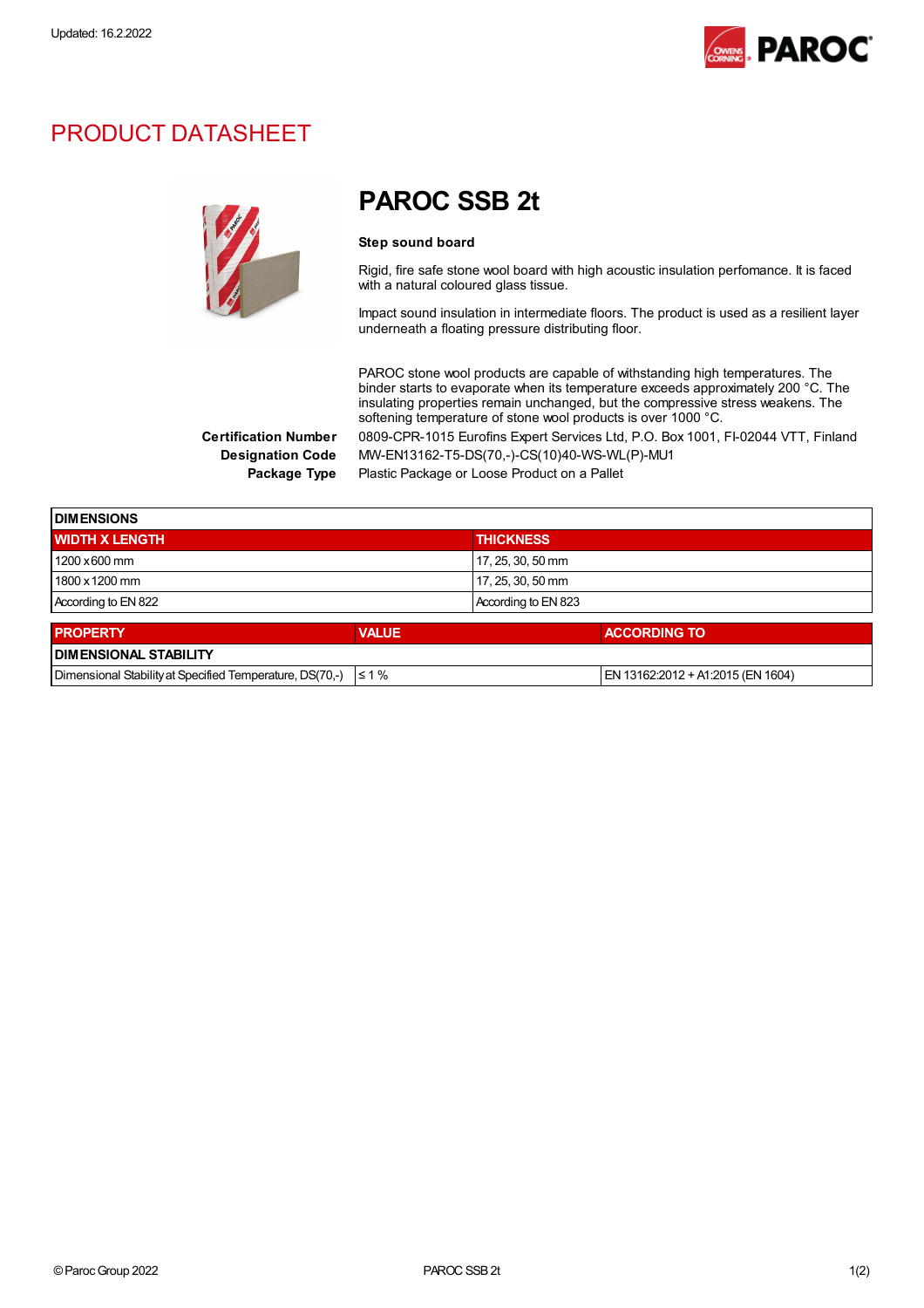Updated: 16.2.2022

# PRODUCT DATASHEET

## PAROC SSB 2t

**Step sound board**

Rigid, fire safe stone wool board with high acoustic insulation perfomance. It is faced with a natural coloured glass tissue.

Impact sound insulation in intermediate floors. The product is used as a resilient layer underneath a floating pressure distributing floor.

PAROC stone wool products are capable of withstanding high temperatures. The binder starts to evaporate when its temperature exceeds approximately 200 °C. The insulating properties remain unchanged, but the compressive stress weakens. The softening temperature of stone wool products is over 1000 °C.

**Certification Number** 0809-CPR-1015 Eurofins Expert Services Ltd, P.O. Box 1001, FI-02044 VTT, Finland

**Designation Code** MW-EN13162-T5-DS(70,-)-CS(10)40-WS-WL(P)-MU1

**Package Type** Plastic Package or Loose Product on a Pallet

| DIMENSIONS | |
|---|---|
| **WIDTH X LENGTH** | **THICKNESS** |
| 1200 x 600 mm | 17, 25, 30, 50 mm |
| 1800 x 1200 mm | 17, 25, 30, 50 mm |
| According to EN 822 | According to EN 823 |

| PROPERTY | VALUE | ACCORDING TO |
|---|---|---|
| **DIMENSIONAL STABILITY** | | |
| Dimensional Stability at Specified Temperature, DS(70,-) | ≤ 1 % | EN 13162:2012 + A1:2015 (EN 1604) |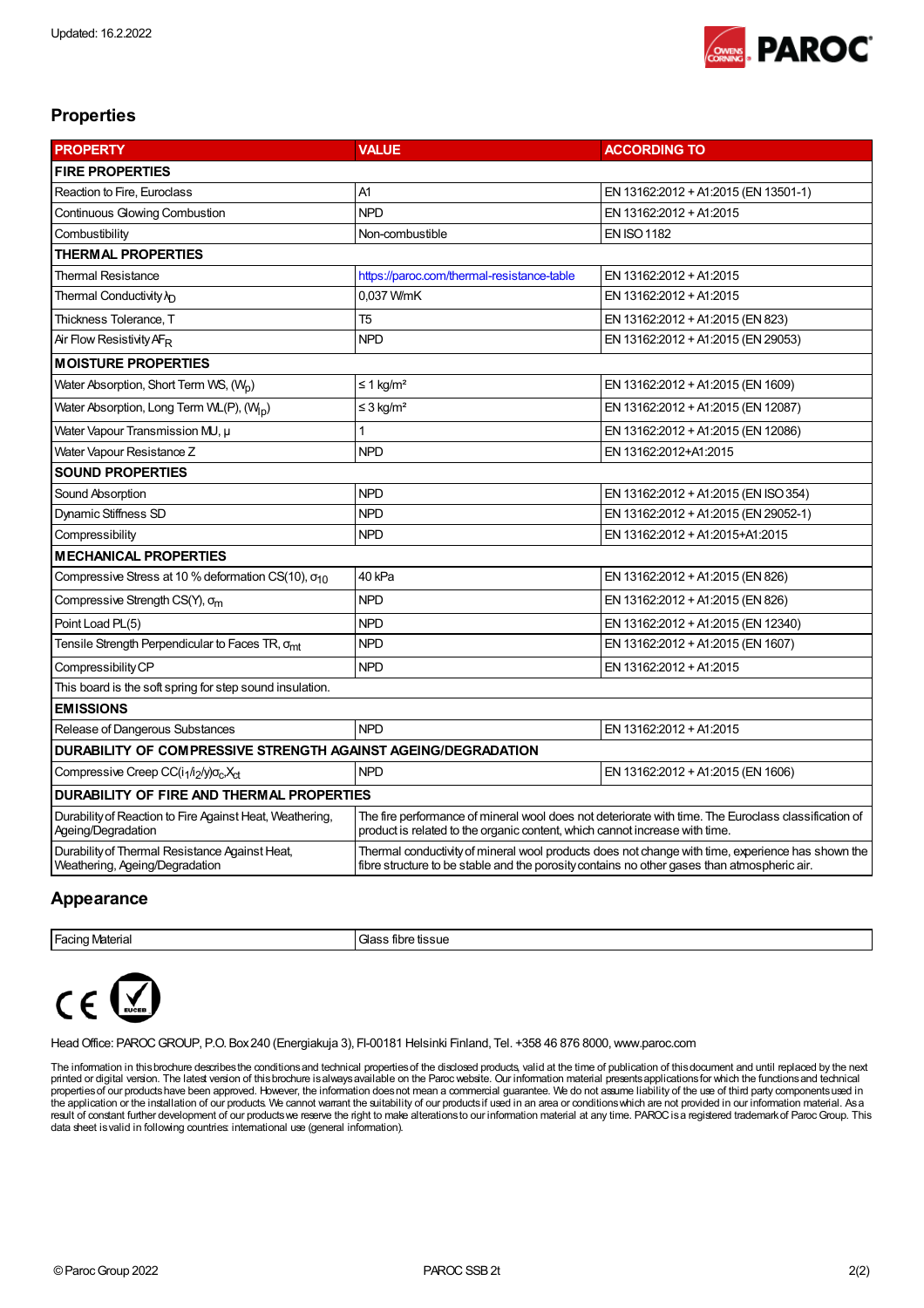Updated: 16.2.2022

## Properties

| PROPERTY | VALUE | ACCORDING TO |
|---|---|---|
| **FIRE PROPERTIES** | | |
| Reaction to Fire, Euroclass | A1 | EN 13162:2012 + A1:2015 (EN 13501-1) |
| Continuous Glowing Combustion | NPD | EN 13162:2012 + A1:2015 |
| Combustibility | Non-combustible | EN ISO 1182 |
| **THERMAL PROPERTIES** | | |
| Thermal Resistance | https://paroc.com/thermal-resistance-table | EN 13162:2012 + A1:2015 |
| Thermal Conductivity $\lambda_D$ | 0,037 W/mK | EN 13162:2012 + A1:2015 |
| Thickness Tolerance, T | T5 | EN 13162:2012 + A1:2015 (EN 823) |
| Air Flow Resistivity $AF_R$ | NPD | EN 13162:2012 + A1:2015 (EN 29053) |
| **MOISTURE PROPERTIES** | | |
| Water Absorption, Short Term WS, ($W_p$) | ≤ 1 kg/m² | EN 13162:2012 + A1:2015 (EN 1609) |
| Water Absorption, Long Term WL(P), ($W_{lp}$) | ≤ 3 kg/m² | EN 13162:2012 + A1:2015 (EN 12087) |
| Water Vapour Transmission MU, μ | 1 | EN 13162:2012 + A1:2015 (EN 12086) |
| Water Vapour Resistance Z | NPD | EN 13162:2012+A1:2015 |
| **SOUND PROPERTIES** | | |
| Sound Absorption | NPD | EN 13162:2012 + A1:2015 (EN ISO 354) |
| Dynamic Stiffness SD | NPD | EN 13162:2012 + A1:2015 (EN 29052-1) |
| Compressibility | NPD | EN 13162:2012 + A1:2015+A1:2015 |
| **MECHANICAL PROPERTIES** | | |
| Compressive Stress at 10 % deformation CS(10), $\sigma_{10}$ | 40 kPa | EN 13162:2012 + A1:2015 (EN 826) |
| Compressive Strength CS(Y), $\sigma_m$ | NPD | EN 13162:2012 + A1:2015 (EN 826) |
| Point Load PL(5) | NPD | EN 13162:2012 + A1:2015 (EN 12340) |
| Tensile Strength Perpendicular to Faces TR, $\sigma_{mt}$ | NPD | EN 13162:2012 + A1:2015 (EN 1607) |
| Compressibility CP | NPD | EN 13162:2012 + A1:2015 |
| This board is the soft spring for step sound insulation. | | |
| **EMISSIONS** | | |
| Release of Dangerous Substances | NPD | EN 13162:2012 + A1:2015 |
| **DURABILITY OF COMPRESSIVE STRENGTH AGAINST AGEING/DEGRADATION** | | |
| Compressive Creep CC($i_1$/$i_2$/y)$\sigma_c$,$X_{ct}$ | NPD | EN 13162:2012 + A1:2015 (EN 1606) |
| **DURABILITY OF FIRE AND THERMAL PROPERTIES** | | |
| Durability of Reaction to Fire Against Heat, Weathering, Ageing/Degradation | The fire performance of mineral wool does not deteriorate with time. The Euroclass classification of product is related to the organic content, which cannot increase with time. | |
| Durability of Thermal Resistance Against Heat, Weathering, Ageing/Degradation | Thermal conductivity of mineral wool products does not change with time, experience has shown the fibre structure to be stable and the porosity contains no other gases than atmospheric air. | |

## Appearance

| | |
|---|---|
| Facing Material | Glass fibre tissue |

Head Office: PAROC GROUP, P.O. Box 240 (Energiakuja 3), FI-00181 Helsinki Finland, Tel. +358 46 876 8000, www.paroc.com

The information in this brochure describes the conditions and technical properties of the disclosed products, valid at the time of publication of this document and until replaced by the next printed or digital version. The latest version of this brochure is always available on the Paroc website. Our information material presents applications for which the functions and technical properties of our products have been approved. However, the information does not mean a commercial guarantee. We do not assume liability of the use of third party components used in the application or the installation of our products. We cannot warrant the suitability of our products if used in an area or conditions which are not provided in our information material. As a result of constant further development of our products we reserve the right to make alterations to our information material at any time. PAROC is a registered trademark of Paroc Group. This data sheet is valid in following countries: international use (general information).

© Paroc Group 2022 PAROC SSB 2t